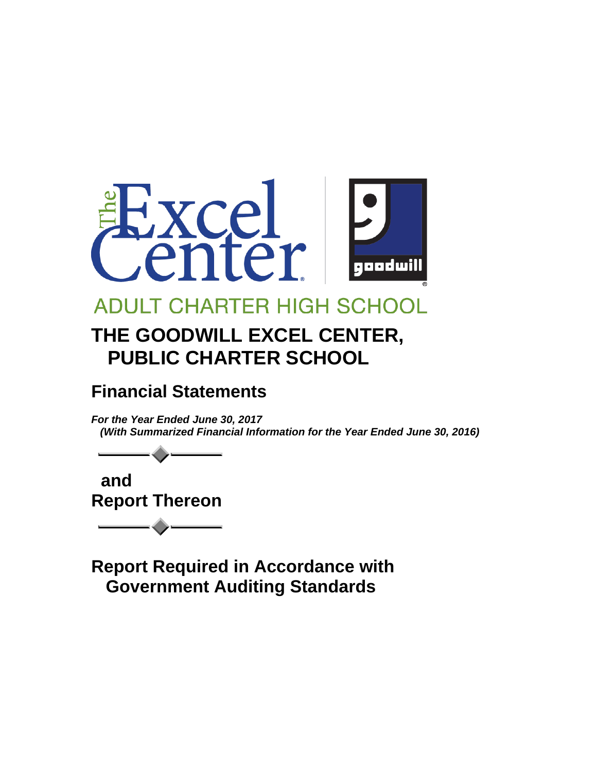ADULT CHARTER HIGH SCHOOL

# THE GOODWILL EXCEL CENTER, PUBLIC CHARTER SCHOOL

## Financial Statements

***For the Year Ended June 30, 2017***
***(With Summarized Financial Information for the Year Ended June 30, 2016)***

## and
## Report Thereon

## Report Required in Accordance with Government Auditing Standards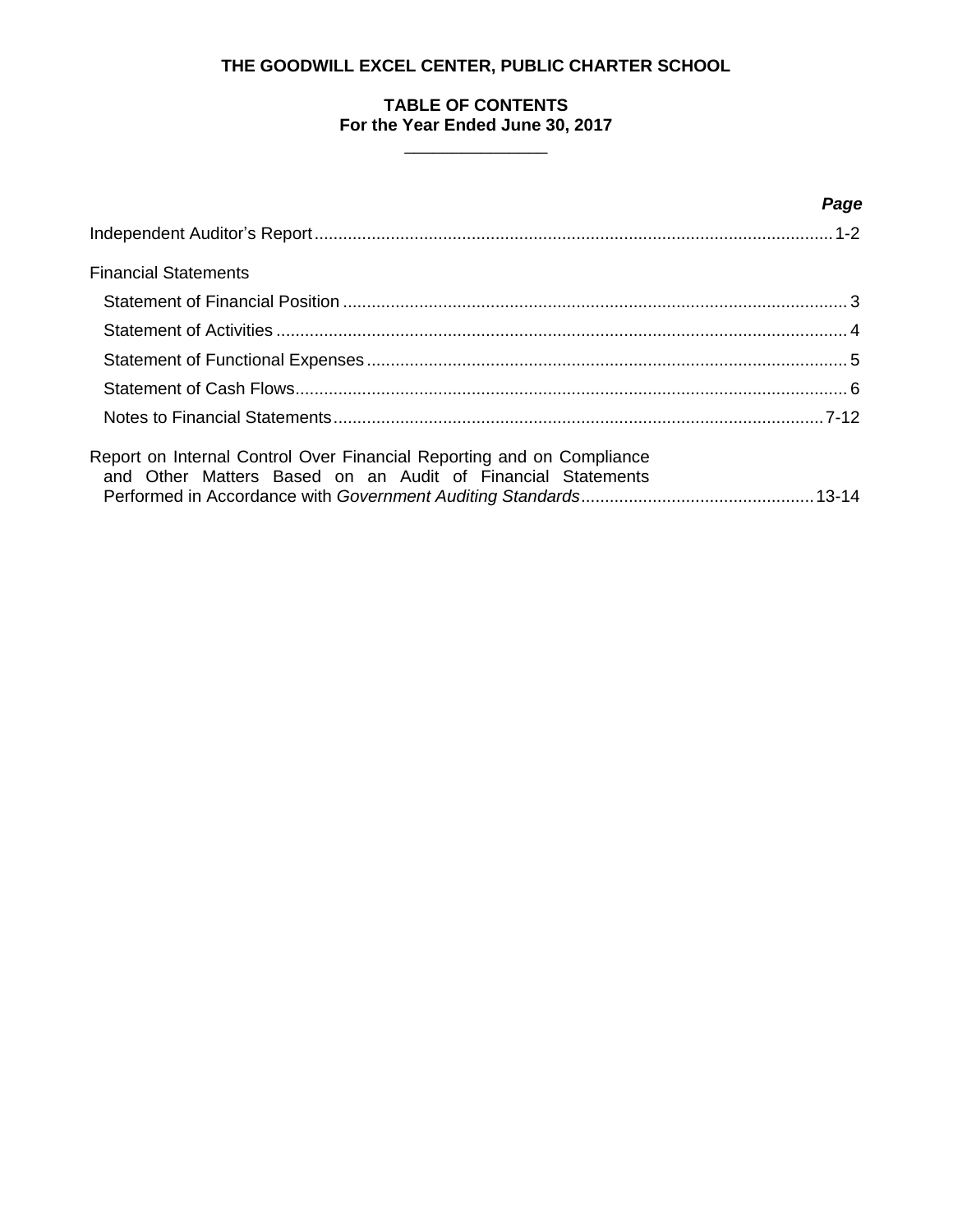# THE GOODWILL EXCEL CENTER, PUBLIC CHARTER SCHOOL

## TABLE OF CONTENTS
### For the Year Ended June 30, 2017

| | ***Page*** |
|---|---|
| Independent Auditor's Report | 1-2 |
| Financial Statements | |
| Statement of Financial Position | 3 |
| Statement of Activities | 4 |
| Statement of Functional Expenses | 5 |
| Statement of Cash Flows | 6 |
| Notes to Financial Statements | 7-12 |
| Report on Internal Control Over Financial Reporting and on Compliance and Other Matters Based on an Audit of Financial Statements Performed in Accordance with *Government Auditing Standards* | 13-14 |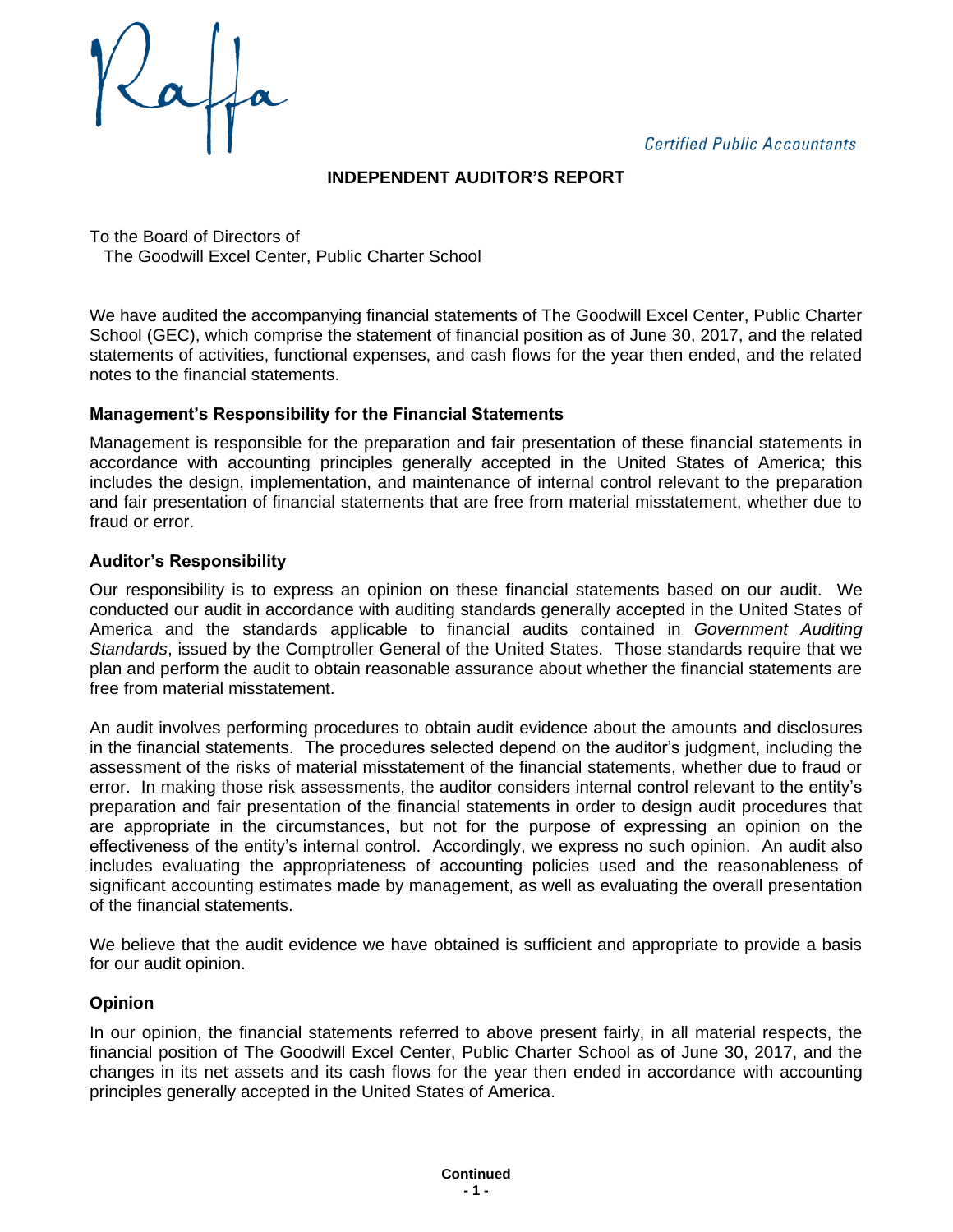Raffa

*Certified Public Accountants*

## INDEPENDENT AUDITOR'S REPORT

To the Board of Directors of
The Goodwill Excel Center, Public Charter School

We have audited the accompanying financial statements of The Goodwill Excel Center, Public Charter School (GEC), which comprise the statement of financial position as of June 30, 2017, and the related statements of activities, functional expenses, and cash flows for the year then ended, and the related notes to the financial statements.

### Management's Responsibility for the Financial Statements

Management is responsible for the preparation and fair presentation of these financial statements in accordance with accounting principles generally accepted in the United States of America; this includes the design, implementation, and maintenance of internal control relevant to the preparation and fair presentation of financial statements that are free from material misstatement, whether due to fraud or error.

### Auditor's Responsibility

Our responsibility is to express an opinion on these financial statements based on our audit. We conducted our audit in accordance with auditing standards generally accepted in the United States of America and the standards applicable to financial audits contained in *Government Auditing Standards*, issued by the Comptroller General of the United States. Those standards require that we plan and perform the audit to obtain reasonable assurance about whether the financial statements are free from material misstatement.

An audit involves performing procedures to obtain audit evidence about the amounts and disclosures in the financial statements. The procedures selected depend on the auditor's judgment, including the assessment of the risks of material misstatement of the financial statements, whether due to fraud or error. In making those risk assessments, the auditor considers internal control relevant to the entity's preparation and fair presentation of the financial statements in order to design audit procedures that are appropriate in the circumstances, but not for the purpose of expressing an opinion on the effectiveness of the entity's internal control. Accordingly, we express no such opinion. An audit also includes evaluating the appropriateness of accounting policies used and the reasonableness of significant accounting estimates made by management, as well as evaluating the overall presentation of the financial statements.

We believe that the audit evidence we have obtained is sufficient and appropriate to provide a basis for our audit opinion.

### Opinion

In our opinion, the financial statements referred to above present fairly, in all material respects, the financial position of The Goodwill Excel Center, Public Charter School as of June 30, 2017, and the changes in its net assets and its cash flows for the year then ended in accordance with accounting principles generally accepted in the United States of America.

**Continued**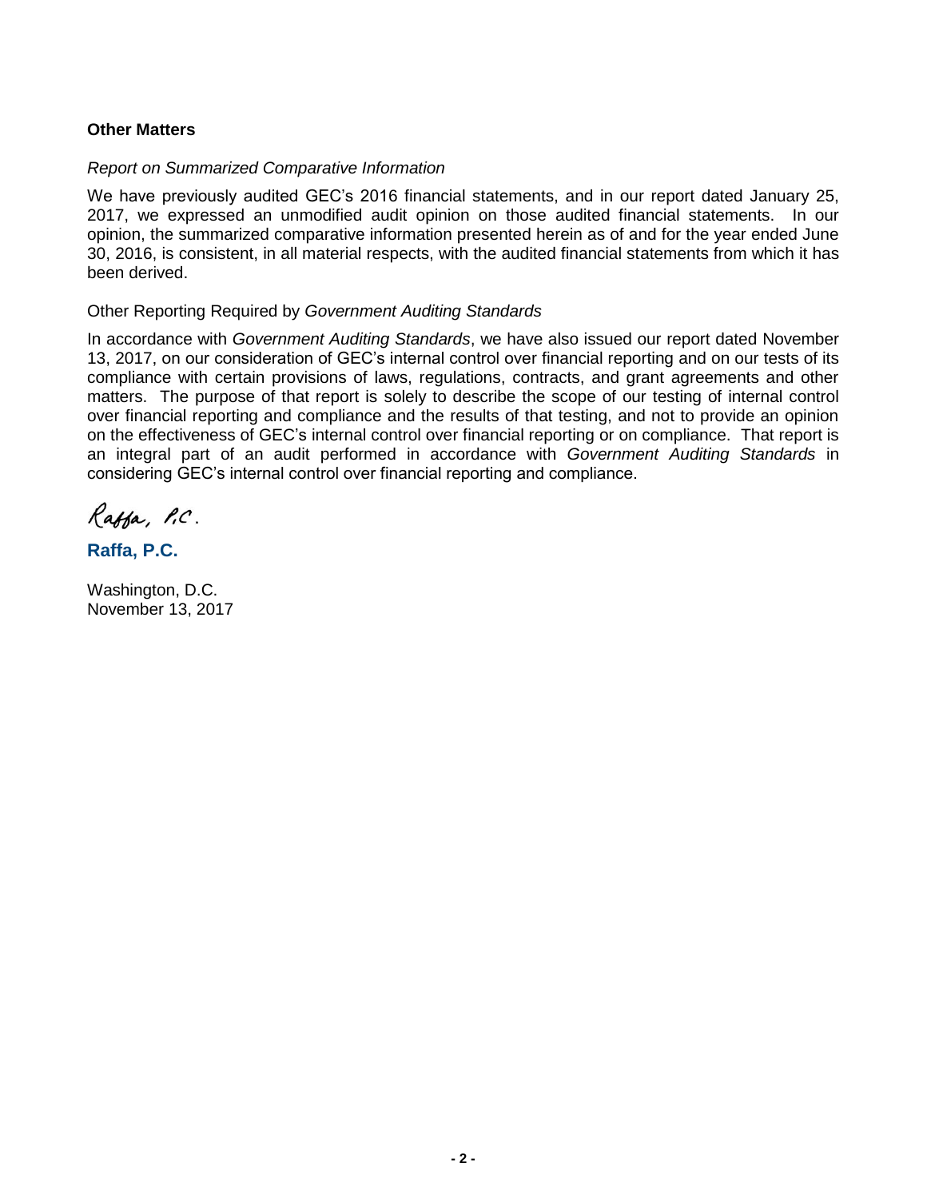**Other Matters**

*Report on Summarized Comparative Information*

We have previously audited GEC's 2016 financial statements, and in our report dated January 25, 2017, we expressed an unmodified audit opinion on those audited financial statements. In our opinion, the summarized comparative information presented herein as of and for the year ended June 30, 2016, is consistent, in all material respects, with the audited financial statements from which it has been derived.

Other Reporting Required by *Government Auditing Standards*

In accordance with *Government Auditing Standards*, we have also issued our report dated November 13, 2017, on our consideration of GEC's internal control over financial reporting and on our tests of its compliance with certain provisions of laws, regulations, contracts, and grant agreements and other matters. The purpose of that report is solely to describe the scope of our testing of internal control over financial reporting and compliance and the results of that testing, and not to provide an opinion on the effectiveness of GEC's internal control over financial reporting or on compliance. That report is an integral part of an audit performed in accordance with *Government Auditing Standards* in considering GEC's internal control over financial reporting and compliance.

Raffa, P.C.

**Raffa, P.C.**

Washington, D.C.
November 13, 2017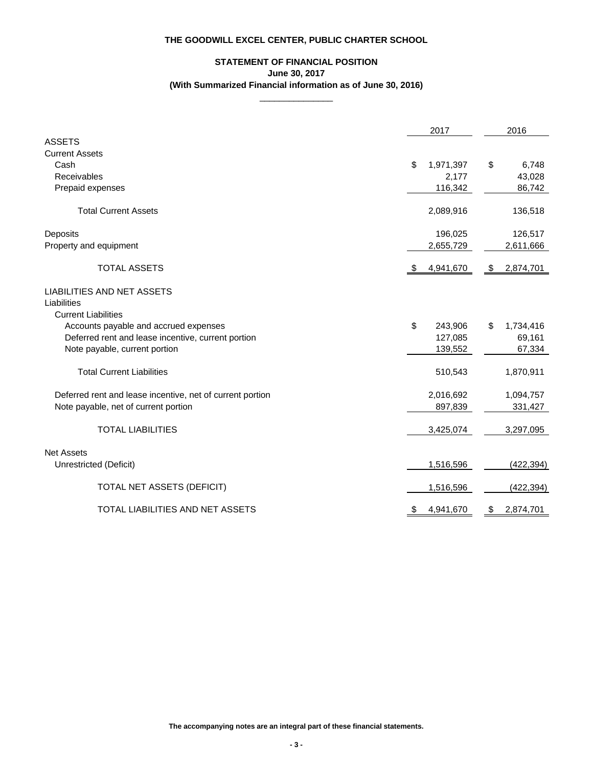**THE GOODWILL EXCEL CENTER, PUBLIC CHARTER SCHOOL**

**STATEMENT OF FINANCIAL POSITION**
**June 30, 2017**
**(With Summarized Financial information as of June 30, 2016)**

| | 2017 | 2016 |
|---|---|---|
| **ASSETS** | | |
| Current Assets | | |
| Cash | $ 1,971,397 | $ 6,748 |
| Receivables | 2,177 | 43,028 |
| Prepaid expenses | 116,342 | 86,742 |
| Total Current Assets | 2,089,916 | 136,518 |
| Deposits | 196,025 | 126,517 |
| Property and equipment | 2,655,729 | 2,611,666 |
| TOTAL ASSETS | $ 4,941,670 | $ 2,874,701 |
| **LIABILITIES AND NET ASSETS** | | |
| Liabilities | | |
| Current Liabilities | | |
| Accounts payable and accrued expenses | $ 243,906 | $ 1,734,416 |
| Deferred rent and lease incentive, current portion | 127,085 | 69,161 |
| Note payable, current portion | 139,552 | 67,334 |
| Total Current Liabilities | 510,543 | 1,870,911 |
| Deferred rent and lease incentive, net of current portion | 2,016,692 | 1,094,757 |
| Note payable, net of current portion | 897,839 | 331,427 |
| TOTAL LIABILITIES | 3,425,074 | 3,297,095 |
| Net Assets | | |
| Unrestricted (Deficit) | 1,516,596 | (422,394) |
| TOTAL NET ASSETS (DEFICIT) | 1,516,596 | (422,394) |
| TOTAL LIABILITIES AND NET ASSETS | $ 4,941,670 | $ 2,874,701 |

**The accompanying notes are an integral part of these financial statements.**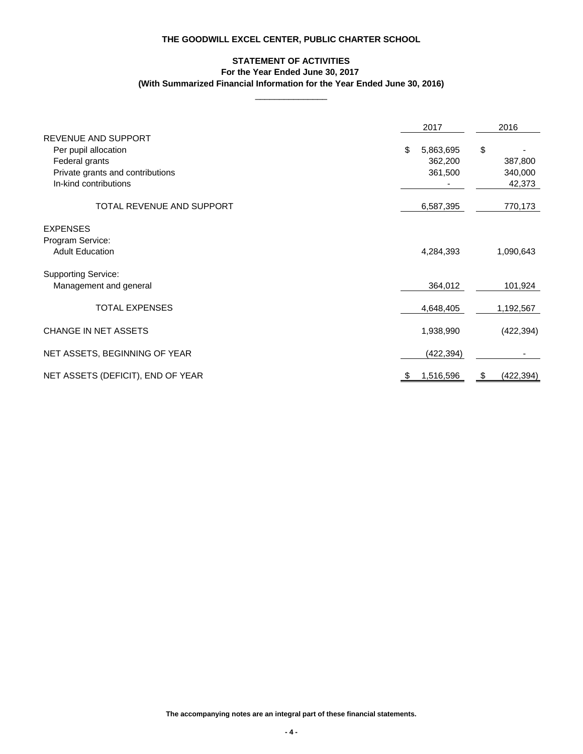**THE GOODWILL EXCEL CENTER, PUBLIC CHARTER SCHOOL**

**STATEMENT OF ACTIVITIES**
**For the Year Ended June 30, 2017**
**(With Summarized Financial Information for the Year Ended June 30, 2016)**

| | 2017 | 2016 |
|---|---|---|
| REVENUE AND SUPPORT | | |
| Per pupil allocation | $ 5,863,695 | $ - |
| Federal grants | 362,200 | 387,800 |
| Private grants and contributions | 361,500 | 340,000 |
| In-kind contributions | - | 42,373 |
| TOTAL REVENUE AND SUPPORT | 6,587,395 | 770,173 |
| EXPENSES | | |
| Program Service: | | |
| Adult Education | 4,284,393 | 1,090,643 |
| Supporting Service: | | |
| Management and general | 364,012 | 101,924 |
| TOTAL EXPENSES | 4,648,405 | 1,192,567 |
| CHANGE IN NET ASSETS | 1,938,990 | (422,394) |
| NET ASSETS, BEGINNING OF YEAR | (422,394) | - |
| NET ASSETS (DEFICIT), END OF YEAR | $ 1,516,596 | $ (422,394) |

**The accompanying notes are an integral part of these financial statements.**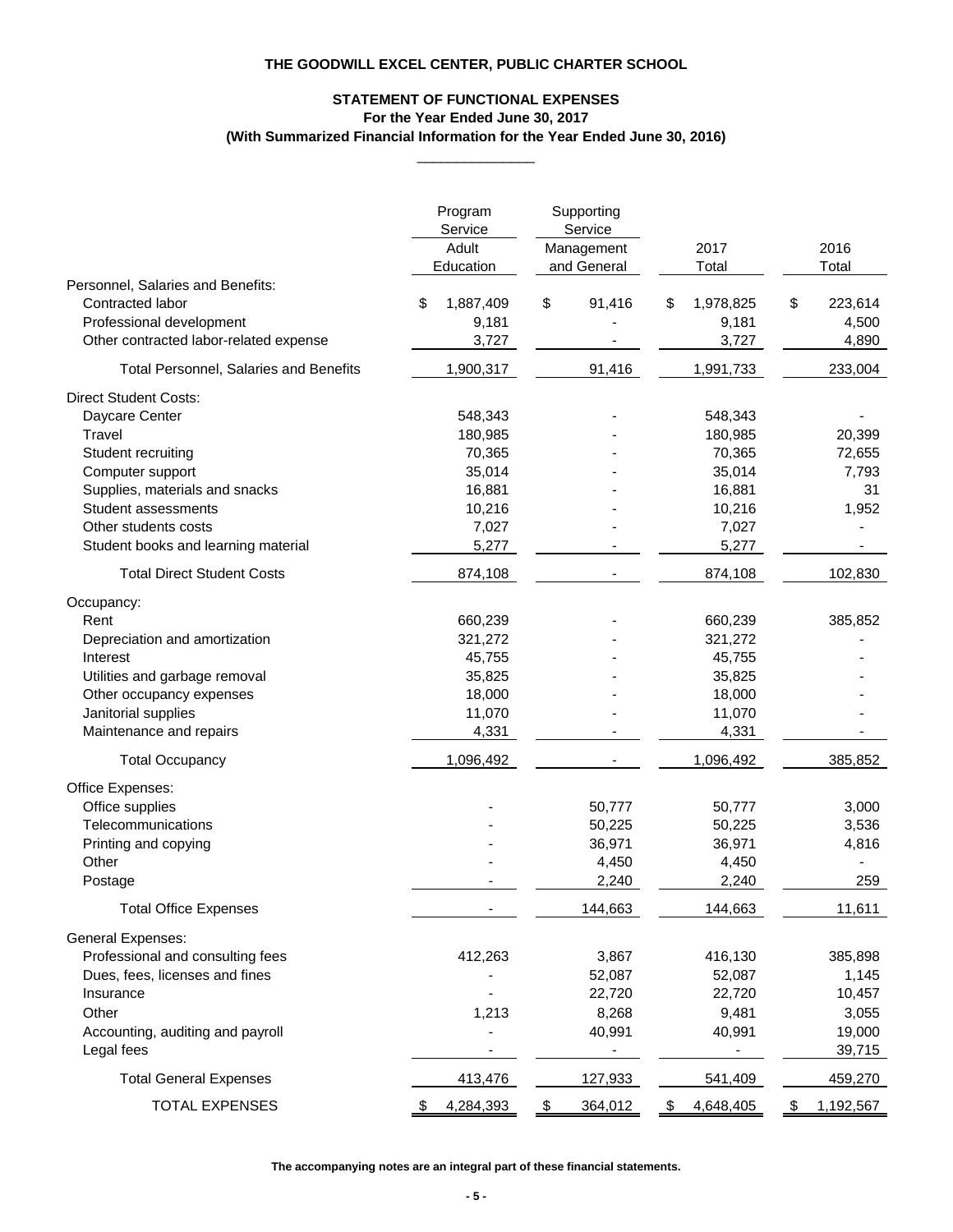**THE GOODWILL EXCEL CENTER, PUBLIC CHARTER SCHOOL**

**STATEMENT OF FUNCTIONAL EXPENSES**
**For the Year Ended June 30, 2017**
**(With Summarized Financial Information for the Year Ended June 30, 2016)**

| | Program Service | Supporting Service | | |
|---|---|---|---|---|
| | Adult Education | Management and General | 2017 Total | 2016 Total |
| Personnel, Salaries and Benefits: | | | | |
| Contracted labor | $ 1,887,409 | $ 91,416 | $ 1,978,825 | $ 223,614 |
| Professional development | 9,181 | - | 9,181 | 4,500 |
| Other contracted labor-related expense | 3,727 | - | 3,727 | 4,890 |
| Total Personnel, Salaries and Benefits | 1,900,317 | 91,416 | 1,991,733 | 233,004 |
| Direct Student Costs: | | | | |
| Daycare Center | 548,343 | - | 548,343 | - |
| Travel | 180,985 | - | 180,985 | 20,399 |
| Student recruiting | 70,365 | - | 70,365 | 72,655 |
| Computer support | 35,014 | - | 35,014 | 7,793 |
| Supplies, materials and snacks | 16,881 | - | 16,881 | 31 |
| Student assessments | 10,216 | - | 10,216 | 1,952 |
| Other students costs | 7,027 | - | 7,027 | - |
| Student books and learning material | 5,277 | - | 5,277 | - |
| Total Direct Student Costs | 874,108 | - | 874,108 | 102,830 |
| Occupancy: | | | | |
| Rent | 660,239 | - | 660,239 | 385,852 |
| Depreciation and amortization | 321,272 | - | 321,272 | - |
| Interest | 45,755 | - | 45,755 | - |
| Utilities and garbage removal | 35,825 | - | 35,825 | - |
| Other occupancy expenses | 18,000 | - | 18,000 | - |
| Janitorial supplies | 11,070 | - | 11,070 | - |
| Maintenance and repairs | 4,331 | - | 4,331 | - |
| Total Occupancy | 1,096,492 | - | 1,096,492 | 385,852 |
| Office Expenses: | | | | |
| Office supplies | - | 50,777 | 50,777 | 3,000 |
| Telecommunications | - | 50,225 | 50,225 | 3,536 |
| Printing and copying | - | 36,971 | 36,971 | 4,816 |
| Other | - | 4,450 | 4,450 | - |
| Postage | - | 2,240 | 2,240 | 259 |
| Total Office Expenses | - | 144,663 | 144,663 | 11,611 |
| General Expenses: | | | | |
| Professional and consulting fees | 412,263 | 3,867 | 416,130 | 385,898 |
| Dues, fees, licenses and fines | - | 52,087 | 52,087 | 1,145 |
| Insurance | - | 22,720 | 22,720 | 10,457 |
| Other | 1,213 | 8,268 | 9,481 | 3,055 |
| Accounting, auditing and payroll | - | 40,991 | 40,991 | 19,000 |
| Legal fees | - | - | - | 39,715 |
| Total General Expenses | 413,476 | 127,933 | 541,409 | 459,270 |
| TOTAL EXPENSES | $ 4,284,393 | $ 364,012 | $ 4,648,405 | $ 1,192,567 |

**The accompanying notes are an integral part of these financial statements.**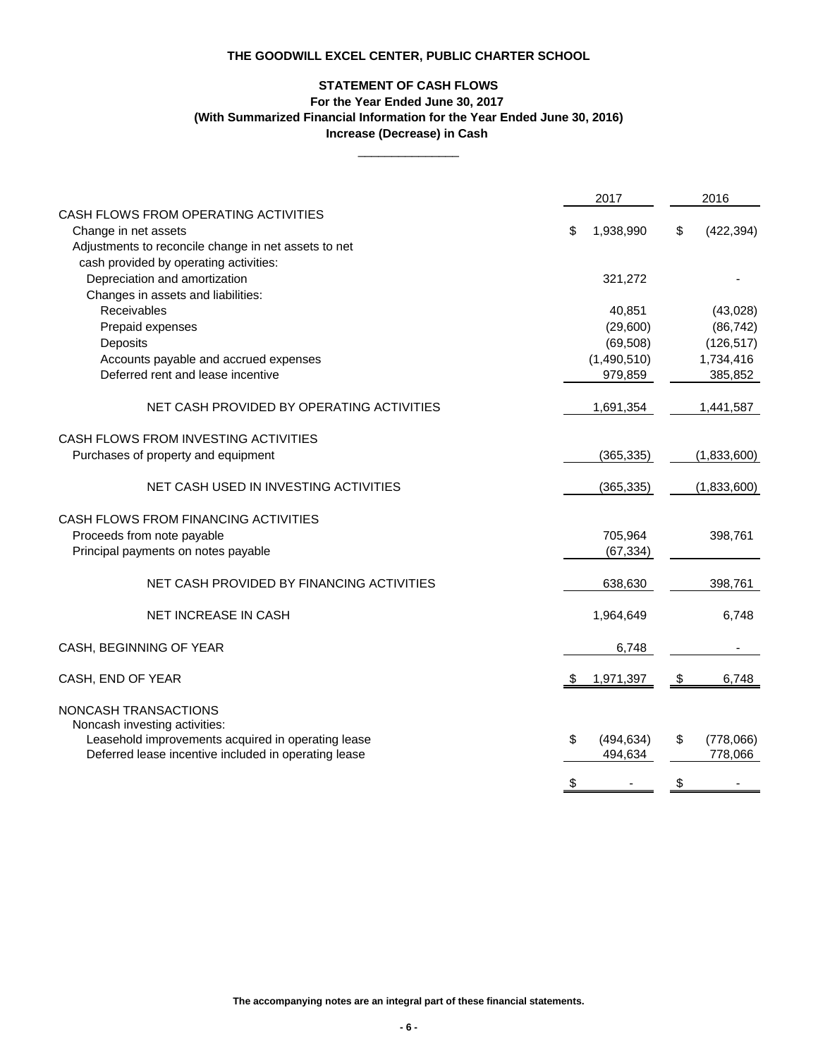**THE GOODWILL EXCEL CENTER, PUBLIC CHARTER SCHOOL**

**STATEMENT OF CASH FLOWS**
**For the Year Ended June 30, 2017**
**(With Summarized Financial Information for the Year Ended June 30, 2016)**
**Increase (Decrease) in Cash**

| | 2017 | 2016 |
|---|---|---|
| CASH FLOWS FROM OPERATING ACTIVITIES | | |
| Change in net assets | $ 1,938,990 | $ (422,394) |
| Adjustments to reconcile change in net assets to net cash provided by operating activities: | | |
| Depreciation and amortization | 321,272 | - |
| Changes in assets and liabilities: | | |
| Receivables | 40,851 | (43,028) |
| Prepaid expenses | (29,600) | (86,742) |
| Deposits | (69,508) | (126,517) |
| Accounts payable and accrued expenses | (1,490,510) | 1,734,416 |
| Deferred rent and lease incentive | 979,859 | 385,852 |
| NET CASH PROVIDED BY OPERATING ACTIVITIES | 1,691,354 | 1,441,587 |
| CASH FLOWS FROM INVESTING ACTIVITIES | | |
| Purchases of property and equipment | (365,335) | (1,833,600) |
| NET CASH USED IN INVESTING ACTIVITIES | (365,335) | (1,833,600) |
| CASH FLOWS FROM FINANCING ACTIVITIES | | |
| Proceeds from note payable | 705,964 | 398,761 |
| Principal payments on notes payable | (67,334) | |
| NET CASH PROVIDED BY FINANCING ACTIVITIES | 638,630 | 398,761 |
| NET INCREASE IN CASH | 1,964,649 | 6,748 |
| CASH, BEGINNING OF YEAR | 6,748 | - |
| CASH, END OF YEAR | $ 1,971,397 | $ 6,748 |
| NONCASH TRANSACTIONS | | |
| Noncash investing activities: | | |
| Leasehold improvements acquired in operating lease | $ (494,634) | $ (778,066) |
| Deferred lease incentive included in operating lease | 494,634 | 778,066 |
| | $ - | $ - |

**The accompanying notes are an integral part of these financial statements.**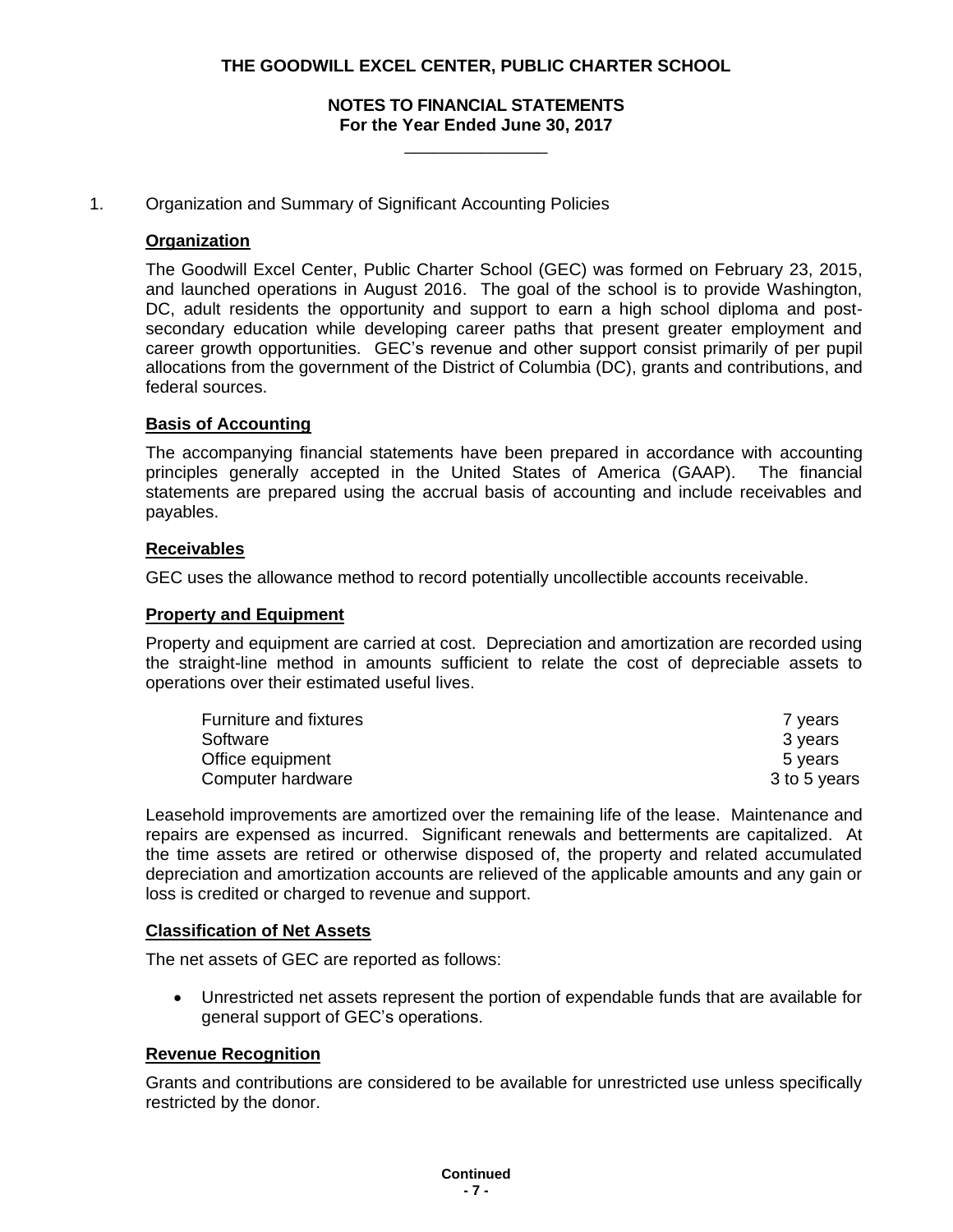# THE GOODWILL EXCEL CENTER, PUBLIC CHARTER SCHOOL

## NOTES TO FINANCIAL STATEMENTS
**For the Year Ended June 30, 2017**

1. Organization and Summary of Significant Accounting Policies

### Organization

The Goodwill Excel Center, Public Charter School (GEC) was formed on February 23, 2015, and launched operations in August 2016. The goal of the school is to provide Washington, DC, adult residents the opportunity and support to earn a high school diploma and post-secondary education while developing career paths that present greater employment and career growth opportunities. GEC's revenue and other support consist primarily of per pupil allocations from the government of the District of Columbia (DC), grants and contributions, and federal sources.

### Basis of Accounting

The accompanying financial statements have been prepared in accordance with accounting principles generally accepted in the United States of America (GAAP). The financial statements are prepared using the accrual basis of accounting and include receivables and payables.

### Receivables

GEC uses the allowance method to record potentially uncollectible accounts receivable.

### Property and Equipment

Property and equipment are carried at cost. Depreciation and amortization are recorded using the straight-line method in amounts sufficient to relate the cost of depreciable assets to operations over their estimated useful lives.

| | |
|---|---|
| Furniture and fixtures | 7 years |
| Software | 3 years |
| Office equipment | 5 years |
| Computer hardware | 3 to 5 years |

Leasehold improvements are amortized over the remaining life of the lease. Maintenance and repairs are expensed as incurred. Significant renewals and betterments are capitalized. At the time assets are retired or otherwise disposed of, the property and related accumulated depreciation and amortization accounts are relieved of the applicable amounts and any gain or loss is credited or charged to revenue and support.

### Classification of Net Assets

The net assets of GEC are reported as follows:

- Unrestricted net assets represent the portion of expendable funds that are available for general support of GEC's operations.

### Revenue Recognition

Grants and contributions are considered to be available for unrestricted use unless specifically restricted by the donor.

**Continued**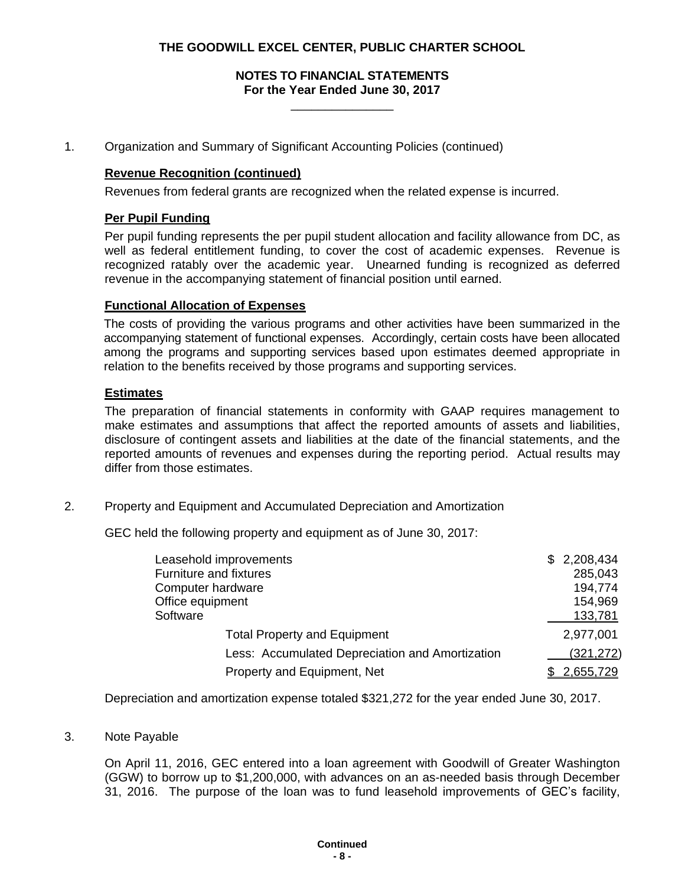# THE GOODWILL EXCEL CENTER, PUBLIC CHARTER SCHOOL

## NOTES TO FINANCIAL STATEMENTS
**For the Year Ended June 30, 2017**

1. Organization and Summary of Significant Accounting Policies (continued)

### Revenue Recognition (continued)

Revenues from federal grants are recognized when the related expense is incurred.

### Per Pupil Funding

Per pupil funding represents the per pupil student allocation and facility allowance from DC, as well as federal entitlement funding, to cover the cost of academic expenses. Revenue is recognized ratably over the academic year. Unearned funding is recognized as deferred revenue in the accompanying statement of financial position until earned.

### Functional Allocation of Expenses

The costs of providing the various programs and other activities have been summarized in the accompanying statement of functional expenses. Accordingly, certain costs have been allocated among the programs and supporting services based upon estimates deemed appropriate in relation to the benefits received by those programs and supporting services.

### Estimates

The preparation of financial statements in conformity with GAAP requires management to make estimates and assumptions that affect the reported amounts of assets and liabilities, disclosure of contingent assets and liabilities at the date of the financial statements, and the reported amounts of revenues and expenses during the reporting period. Actual results may differ from those estimates.

2. Property and Equipment and Accumulated Depreciation and Amortization

GEC held the following property and equipment as of June 30, 2017:

| | |
|---|---|
| Leasehold improvements | $ 2,208,434 |
| Furniture and fixtures | 285,043 |
| Computer hardware | 194,774 |
| Office equipment | 154,969 |
| Software | 133,781 |
| Total Property and Equipment | 2,977,001 |
| Less: Accumulated Depreciation and Amortization | (321,272) |
| Property and Equipment, Net | $ 2,655,729 |

Depreciation and amortization expense totaled $321,272 for the year ended June 30, 2017.

3. Note Payable

On April 11, 2016, GEC entered into a loan agreement with Goodwill of Greater Washington (GGW) to borrow up to $1,200,000, with advances on an as-needed basis through December 31, 2016. The purpose of the loan was to fund leasehold improvements of GEC's facility,

Continued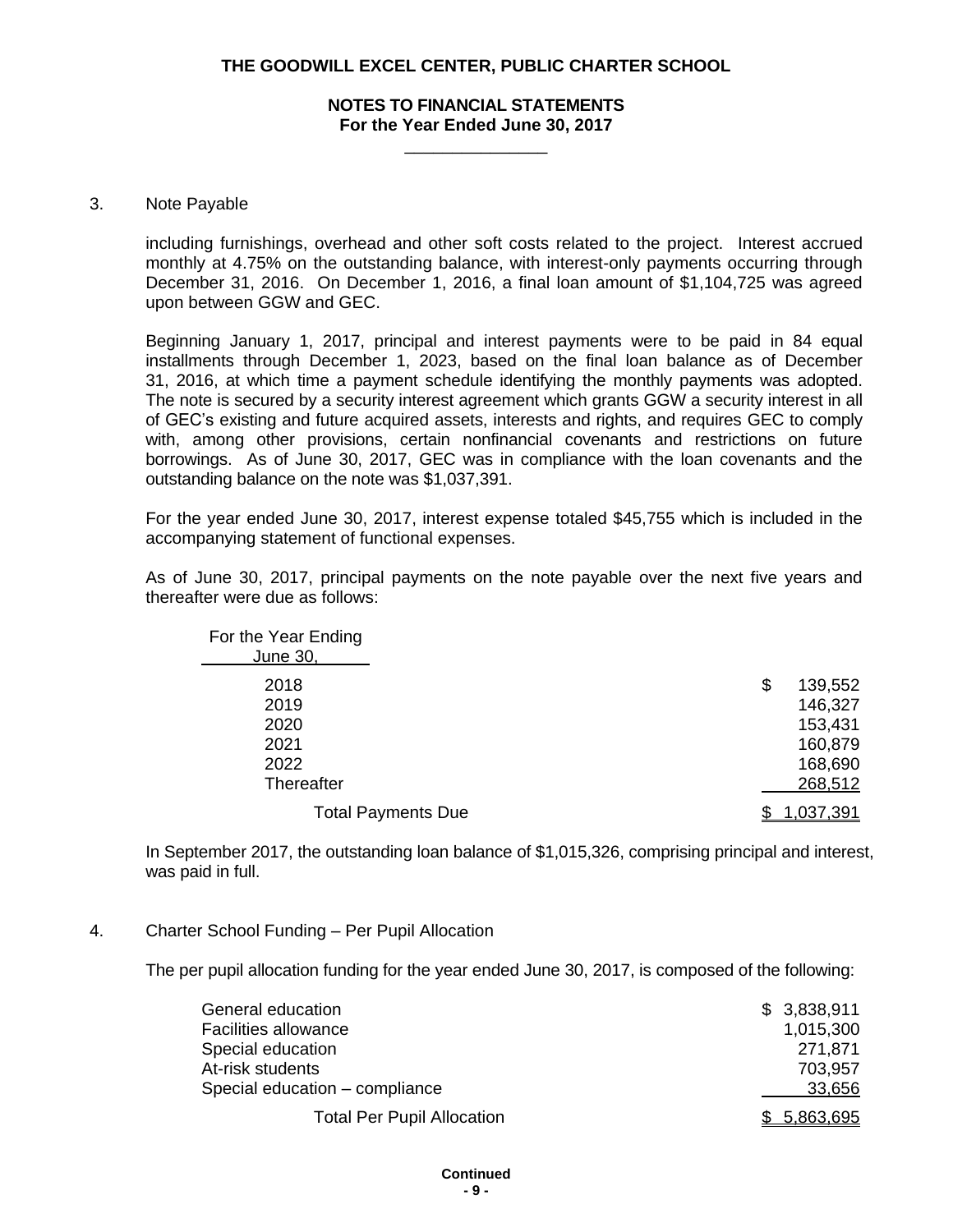### 3. Note Payable

including furnishings, overhead and other soft costs related to the project. Interest accrued monthly at 4.75% on the outstanding balance, with interest-only payments occurring through December 31, 2016. On December 1, 2016, a final loan amount of $1,104,725 was agreed upon between GGW and GEC.

Beginning January 1, 2017, principal and interest payments were to be paid in 84 equal installments through December 1, 2023, based on the final loan balance as of December 31, 2016, at which time a payment schedule identifying the monthly payments was adopted. The note is secured by a security interest agreement which grants GGW a security interest in all of GEC's existing and future acquired assets, interests and rights, and requires GEC to comply with, among other provisions, certain nonfinancial covenants and restrictions on future borrowings. As of June 30, 2017, GEC was in compliance with the loan covenants and the outstanding balance on the note was $1,037,391.

For the year ended June 30, 2017, interest expense totaled $45,755 which is included in the accompanying statement of functional expenses.

As of June 30, 2017, principal payments on the note payable over the next five years and thereafter were due as follows:

| For the Year Ending June 30, | |
|---|---|
| 2018 | $ 139,552 |
| 2019 | 146,327 |
| 2020 | 153,431 |
| 2021 | 160,879 |
| 2022 | 168,690 |
| Thereafter | 268,512 |
| Total Payments Due | $ 1,037,391 |

In September 2017, the outstanding loan balance of $1,015,326, comprising principal and interest, was paid in full.

### 4. Charter School Funding – Per Pupil Allocation

The per pupil allocation funding for the year ended June 30, 2017, is composed of the following:

| | |
|---|---|
| General education | $ 3,838,911 |
| Facilities allowance | 1,015,300 |
| Special education | 271,871 |
| At-risk students | 703,957 |
| Special education – compliance | 33,656 |
| Total Per Pupil Allocation | $ 5,863,695 |

**Continued**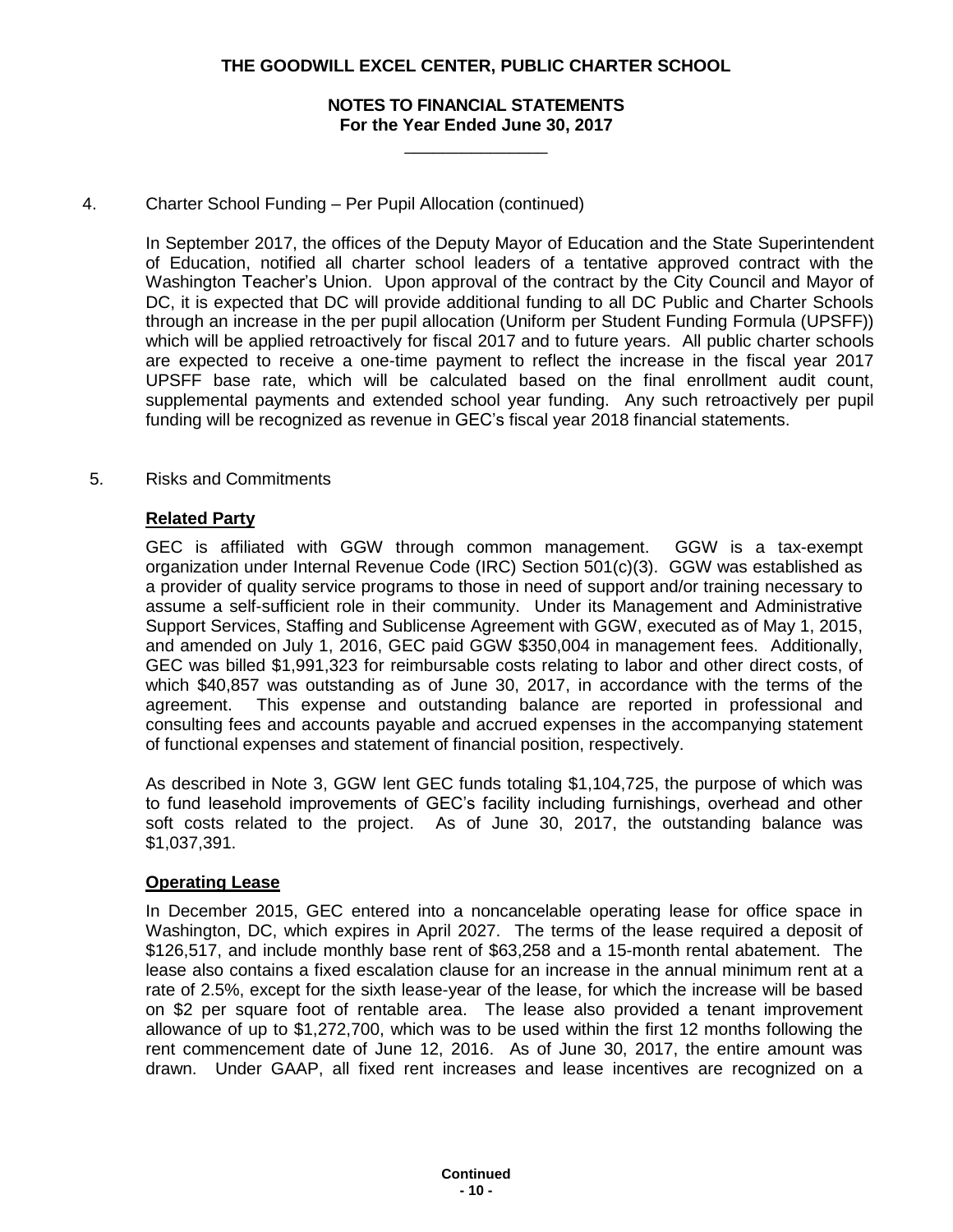4. Charter School Funding – Per Pupil Allocation (continued)

In September 2017, the offices of the Deputy Mayor of Education and the State Superintendent of Education, notified all charter school leaders of a tentative approved contract with the Washington Teacher's Union. Upon approval of the contract by the City Council and Mayor of DC, it is expected that DC will provide additional funding to all DC Public and Charter Schools through an increase in the per pupil allocation (Uniform per Student Funding Formula (UPSFF)) which will be applied retroactively for fiscal 2017 and to future years. All public charter schools are expected to receive a one-time payment to reflect the increase in the fiscal year 2017 UPSFF base rate, which will be calculated based on the final enrollment audit count, supplemental payments and extended school year funding. Any such retroactively per pupil funding will be recognized as revenue in GEC's fiscal year 2018 financial statements.

5. Risks and Commitments

**Related Party**

GEC is affiliated with GGW through common management. GGW is a tax-exempt organization under Internal Revenue Code (IRC) Section 501(c)(3). GGW was established as a provider of quality service programs to those in need of support and/or training necessary to assume a self-sufficient role in their community. Under its Management and Administrative Support Services, Staffing and Sublicense Agreement with GGW, executed as of May 1, 2015, and amended on July 1, 2016, GEC paid GGW $350,004 in management fees. Additionally, GEC was billed $1,991,323 for reimbursable costs relating to labor and other direct costs, of which $40,857 was outstanding as of June 30, 2017, in accordance with the terms of the agreement. This expense and outstanding balance are reported in professional and consulting fees and accounts payable and accrued expenses in the accompanying statement of functional expenses and statement of financial position, respectively.

As described in Note 3, GGW lent GEC funds totaling $1,104,725, the purpose of which was to fund leasehold improvements of GEC's facility including furnishings, overhead and other soft costs related to the project. As of June 30, 2017, the outstanding balance was $1,037,391.

**Operating Lease**

In December 2015, GEC entered into a noncancelable operating lease for office space in Washington, DC, which expires in April 2027. The terms of the lease required a deposit of $126,517, and include monthly base rent of $63,258 and a 15-month rental abatement. The lease also contains a fixed escalation clause for an increase in the annual minimum rent at a rate of 2.5%, except for the sixth lease-year of the lease, for which the increase will be based on $2 per square foot of rentable area. The lease also provided a tenant improvement allowance of up to $1,272,700, which was to be used within the first 12 months following the rent commencement date of June 12, 2016. As of June 30, 2017, the entire amount was drawn. Under GAAP, all fixed rent increases and lease incentives are recognized on a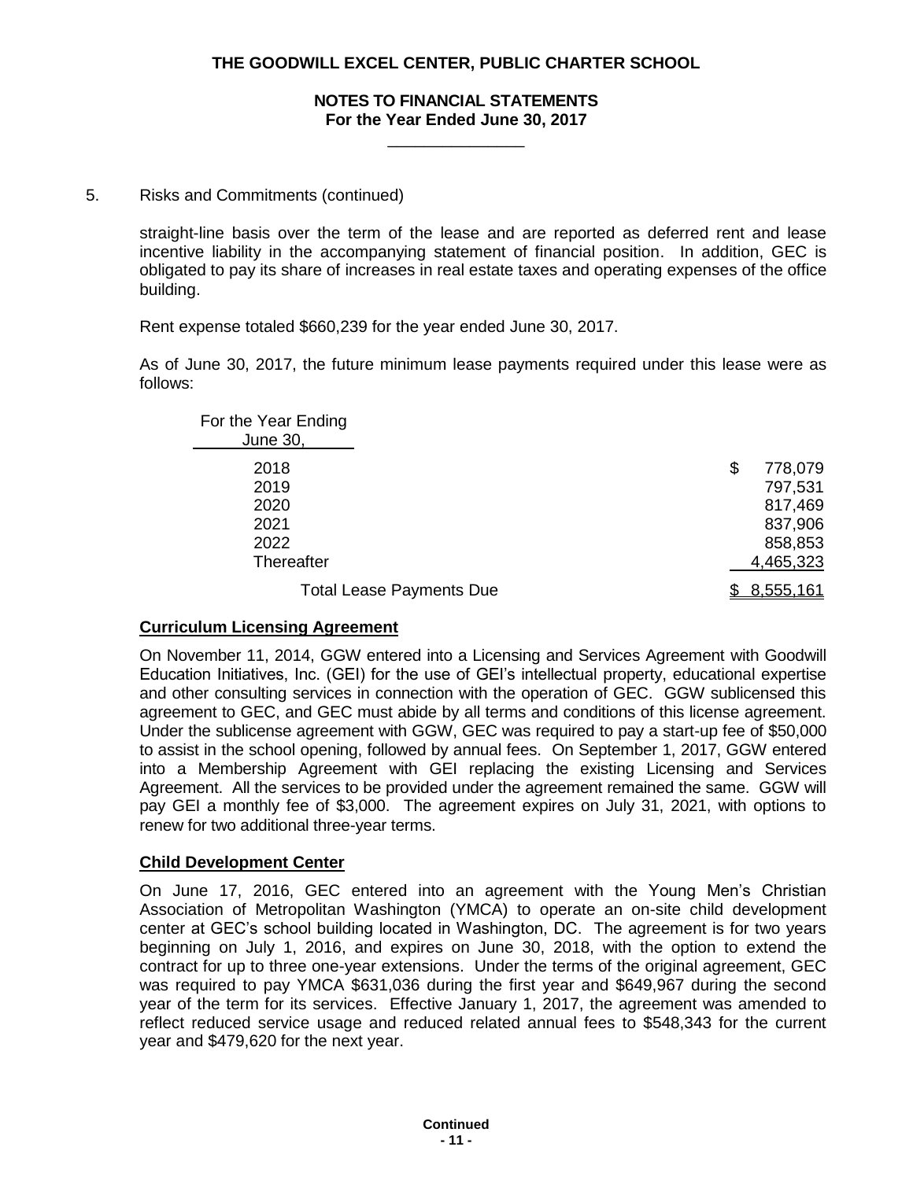5. Risks and Commitments (continued)

straight-line basis over the term of the lease and are reported as deferred rent and lease incentive liability in the accompanying statement of financial position. In addition, GEC is obligated to pay its share of increases in real estate taxes and operating expenses of the office building.

Rent expense totaled $660,239 for the year ended June 30, 2017.

As of June 30, 2017, the future minimum lease payments required under this lease were as follows:

| For the Year Ending June 30, | |
|---|---|
| 2018 | $ 778,079 |
| 2019 | 797,531 |
| 2020 | 817,469 |
| 2021 | 837,906 |
| 2022 | 858,853 |
| Thereafter | 4,465,323 |
| Total Lease Payments Due | $ 8,555,161 |

**Curriculum Licensing Agreement**

On November 11, 2014, GGW entered into a Licensing and Services Agreement with Goodwill Education Initiatives, Inc. (GEI) for the use of GEI's intellectual property, educational expertise and other consulting services in connection with the operation of GEC. GGW sublicensed this agreement to GEC, and GEC must abide by all terms and conditions of this license agreement. Under the sublicense agreement with GGW, GEC was required to pay a start-up fee of $50,000 to assist in the school opening, followed by annual fees. On September 1, 2017, GGW entered into a Membership Agreement with GEI replacing the existing Licensing and Services Agreement. All the services to be provided under the agreement remained the same. GGW will pay GEI a monthly fee of $3,000. The agreement expires on July 31, 2021, with options to renew for two additional three-year terms.

**Child Development Center**

On June 17, 2016, GEC entered into an agreement with the Young Men's Christian Association of Metropolitan Washington (YMCA) to operate an on-site child development center at GEC's school building located in Washington, DC. The agreement is for two years beginning on July 1, 2016, and expires on June 30, 2018, with the option to extend the contract for up to three one-year extensions. Under the terms of the original agreement, GEC was required to pay YMCA $631,036 during the first year and $649,967 during the second year of the term for its services. Effective January 1, 2017, the agreement was amended to reflect reduced service usage and reduced related annual fees to $548,343 for the current year and $479,620 for the next year.

**Continued**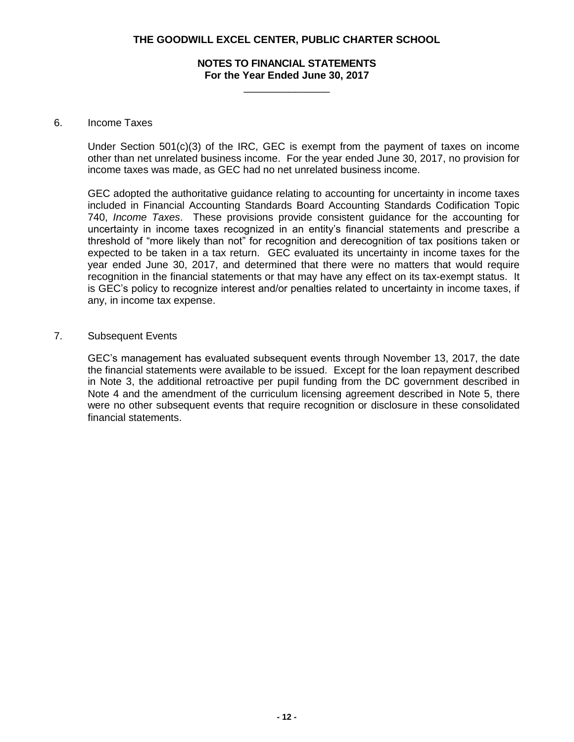# THE GOODWILL EXCEL CENTER, PUBLIC CHARTER SCHOOL

## NOTES TO FINANCIAL STATEMENTS
**For the Year Ended June 30, 2017**

6. Income Taxes

   Under Section 501(c)(3) of the IRC, GEC is exempt from the payment of taxes on income other than net unrelated business income. For the year ended June 30, 2017, no provision for income taxes was made, as GEC had no net unrelated business income.

   GEC adopted the authoritative guidance relating to accounting for uncertainty in income taxes included in Financial Accounting Standards Board Accounting Standards Codification Topic 740, *Income Taxes*. These provisions provide consistent guidance for the accounting for uncertainty in income taxes recognized in an entity's financial statements and prescribe a threshold of "more likely than not" for recognition and derecognition of tax positions taken or expected to be taken in a tax return. GEC evaluated its uncertainty in income taxes for the year ended June 30, 2017, and determined that there were no matters that would require recognition in the financial statements or that may have any effect on its tax-exempt status. It is GEC's policy to recognize interest and/or penalties related to uncertainty in income taxes, if any, in income tax expense.

7. Subsequent Events

   GEC's management has evaluated subsequent events through November 13, 2017, the date the financial statements were available to be issued. Except for the loan repayment described in Note 3, the additional retroactive per pupil funding from the DC government described in Note 4 and the amendment of the curriculum licensing agreement described in Note 5, there were no other subsequent events that require recognition or disclosure in these consolidated financial statements.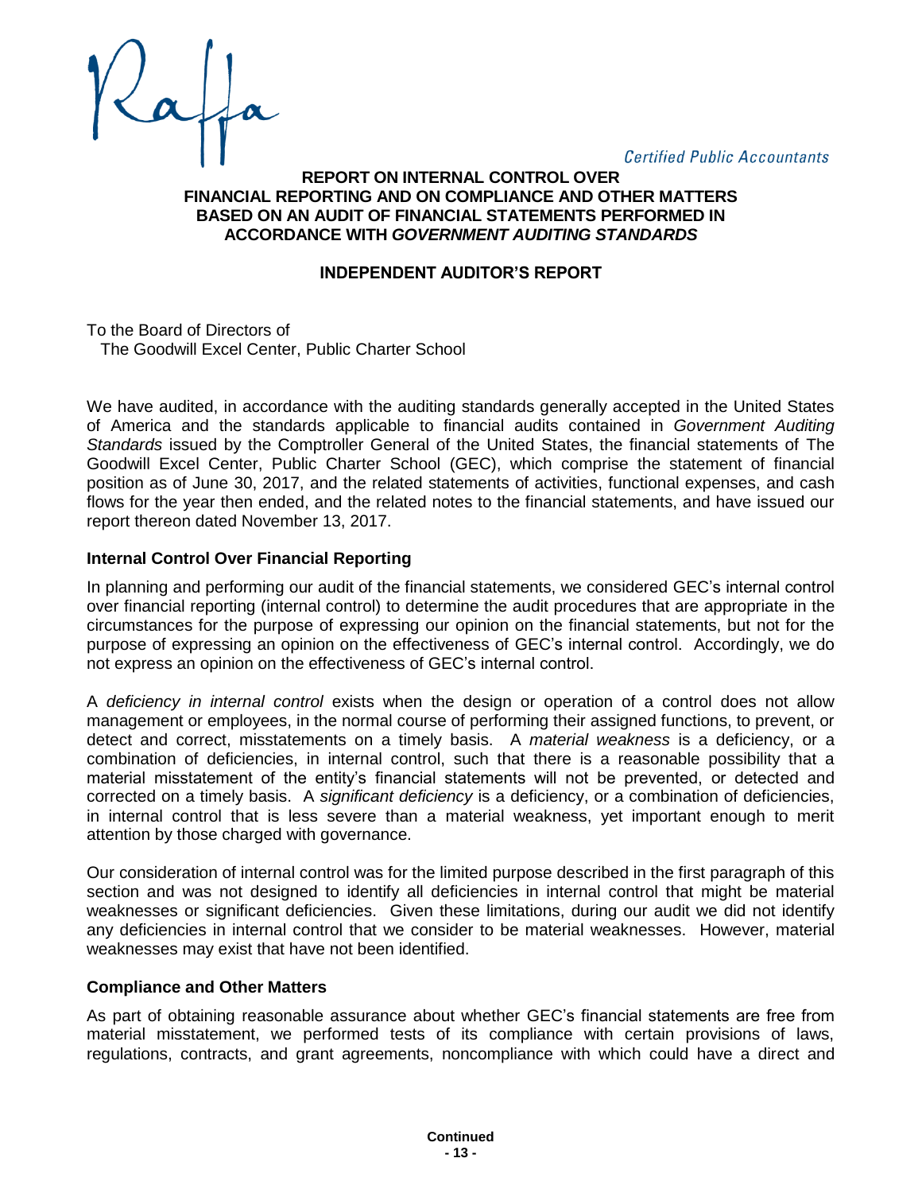Raffa

*Certified Public Accountants*

# REPORT ON INTERNAL CONTROL OVER FINANCIAL REPORTING AND ON COMPLIANCE AND OTHER MATTERS BASED ON AN AUDIT OF FINANCIAL STATEMENTS PERFORMED IN ACCORDANCE WITH *GOVERNMENT AUDITING STANDARDS*

## INDEPENDENT AUDITOR'S REPORT

To the Board of Directors of
The Goodwill Excel Center, Public Charter School

We have audited, in accordance with the auditing standards generally accepted in the United States of America and the standards applicable to financial audits contained in *Government Auditing Standards* issued by the Comptroller General of the United States, the financial statements of The Goodwill Excel Center, Public Charter School (GEC), which comprise the statement of financial position as of June 30, 2017, and the related statements of activities, functional expenses, and cash flows for the year then ended, and the related notes to the financial statements, and have issued our report thereon dated November 13, 2017.

### Internal Control Over Financial Reporting

In planning and performing our audit of the financial statements, we considered GEC's internal control over financial reporting (internal control) to determine the audit procedures that are appropriate in the circumstances for the purpose of expressing our opinion on the financial statements, but not for the purpose of expressing an opinion on the effectiveness of GEC's internal control. Accordingly, we do not express an opinion on the effectiveness of GEC's internal control.

A *deficiency in internal control* exists when the design or operation of a control does not allow management or employees, in the normal course of performing their assigned functions, to prevent, or detect and correct, misstatements on a timely basis. A *material weakness* is a deficiency, or a combination of deficiencies, in internal control, such that there is a reasonable possibility that a material misstatement of the entity's financial statements will not be prevented, or detected and corrected on a timely basis. A *significant deficiency* is a deficiency, or a combination of deficiencies, in internal control that is less severe than a material weakness, yet important enough to merit attention by those charged with governance.

Our consideration of internal control was for the limited purpose described in the first paragraph of this section and was not designed to identify all deficiencies in internal control that might be material weaknesses or significant deficiencies. Given these limitations, during our audit we did not identify any deficiencies in internal control that we consider to be material weaknesses. However, material weaknesses may exist that have not been identified.

### Compliance and Other Matters

As part of obtaining reasonable assurance about whether GEC's financial statements are free from material misstatement, we performed tests of its compliance with certain provisions of laws, regulations, contracts, and grant agreements, noncompliance with which could have a direct and

**Continued**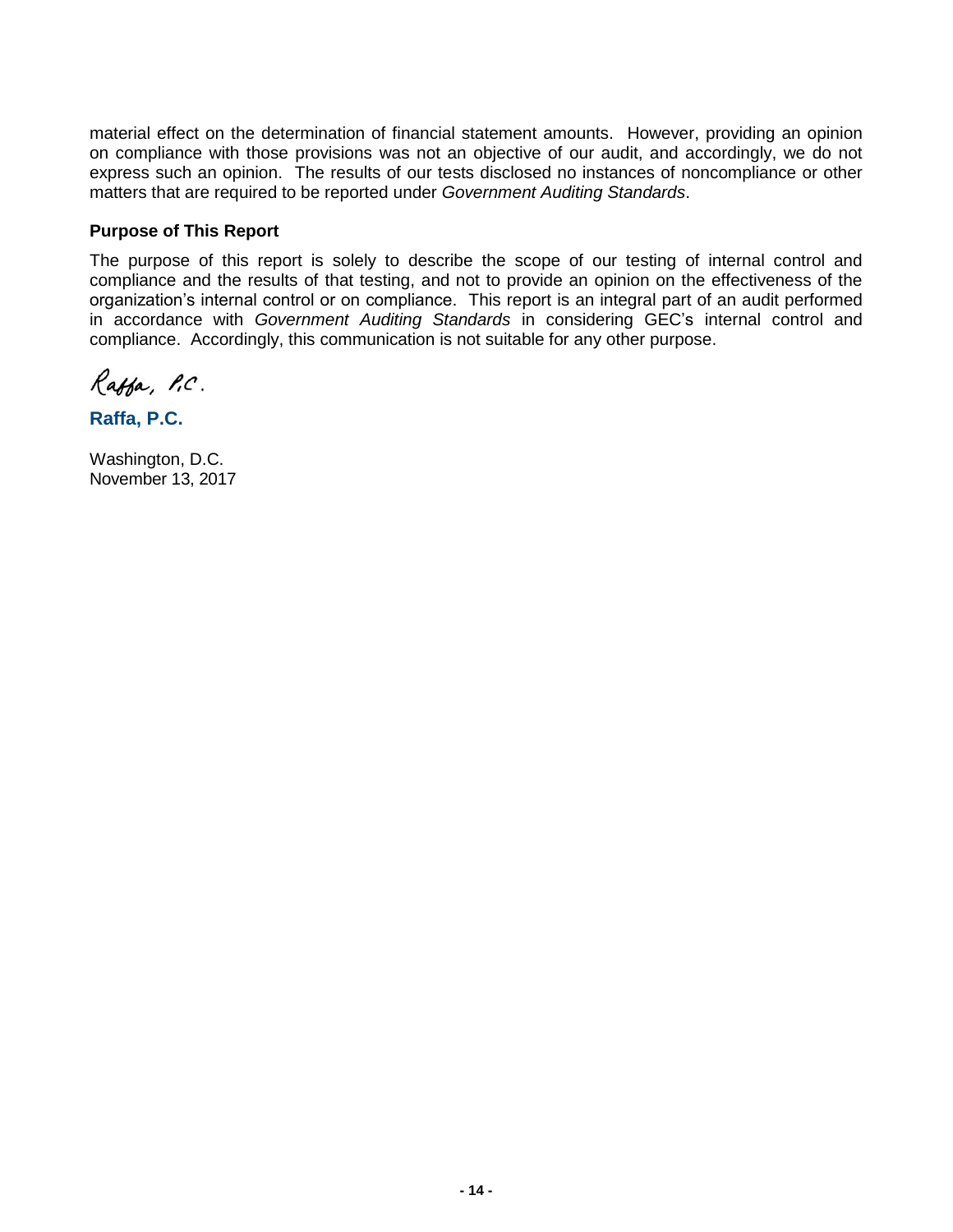material effect on the determination of financial statement amounts. However, providing an opinion on compliance with those provisions was not an objective of our audit, and accordingly, we do not express such an opinion. The results of our tests disclosed no instances of noncompliance or other matters that are required to be reported under *Government Auditing Standards*.

**Purpose of This Report**

The purpose of this report is solely to describe the scope of our testing of internal control and compliance and the results of that testing, and not to provide an opinion on the effectiveness of the organization's internal control or on compliance. This report is an integral part of an audit performed in accordance with *Government Auditing Standards* in considering GEC's internal control and compliance. Accordingly, this communication is not suitable for any other purpose.

Raffa, P.C.

**Raffa, P.C.**

Washington, D.C.
November 13, 2017